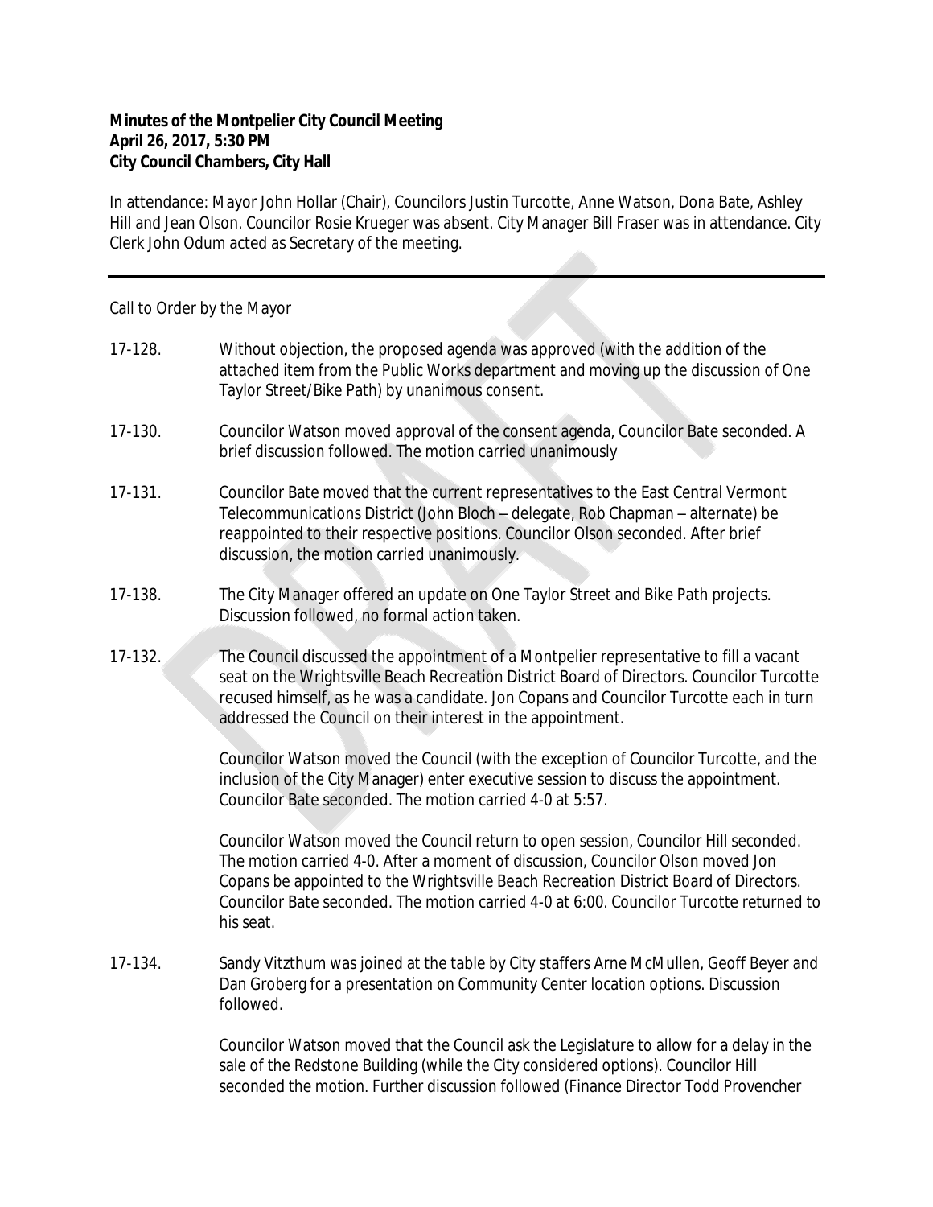**Minutes of the Montpelier City Council Meeting**
**April 26, 2017, 5:30 PM**
**City Council Chambers, City Hall**

In attendance: Mayor John Hollar (Chair), Councilors Justin Turcotte, Anne Watson, Dona Bate, Ashley Hill and Jean Olson. Councilor Rosie Krueger was absent. City Manager Bill Fraser was in attendance. City Clerk John Odum acted as Secretary of the meeting.

---

Call to Order by the Mayor

17-128. Without objection, the proposed agenda was approved (with the addition of the attached item from the Public Works department and moving up the discussion of One Taylor Street/Bike Path) by unanimous consent.

17-130. Councilor Watson moved approval of the consent agenda, Councilor Bate seconded. A brief discussion followed. The motion carried unanimously

17-131. Councilor Bate moved that the current representatives to the East Central Vermont Telecommunications District (John Bloch – delegate, Rob Chapman – alternate) be reappointed to their respective positions. Councilor Olson seconded. After brief discussion, the motion carried unanimously.

17-138. The City Manager offered an update on One Taylor Street and Bike Path projects. Discussion followed, no formal action taken.

17-132. The Council discussed the appointment of a Montpelier representative to fill a vacant seat on the Wrightsville Beach Recreation District Board of Directors. Councilor Turcotte recused himself, as he was a candidate. Jon Copans and Councilor Turcotte each in turn addressed the Council on their interest in the appointment.

Councilor Watson moved the Council (with the exception of Councilor Turcotte, and the inclusion of the City Manager) enter executive session to discuss the appointment. Councilor Bate seconded. The motion carried 4-0 at 5:57.

Councilor Watson moved the Council return to open session, Councilor Hill seconded. The motion carried 4-0. After a moment of discussion, Councilor Olson moved Jon Copans be appointed to the Wrightsville Beach Recreation District Board of Directors. Councilor Bate seconded. The motion carried 4-0 at 6:00. Councilor Turcotte returned to his seat.

17-134. Sandy Vitzthum was joined at the table by City staffers Arne McMullen, Geoff Beyer and Dan Groberg for a presentation on Community Center location options. Discussion followed.

Councilor Watson moved that the Council ask the Legislature to allow for a delay in the sale of the Redstone Building (while the City considered options). Councilor Hill seconded the motion. Further discussion followed (Finance Director Todd Provencher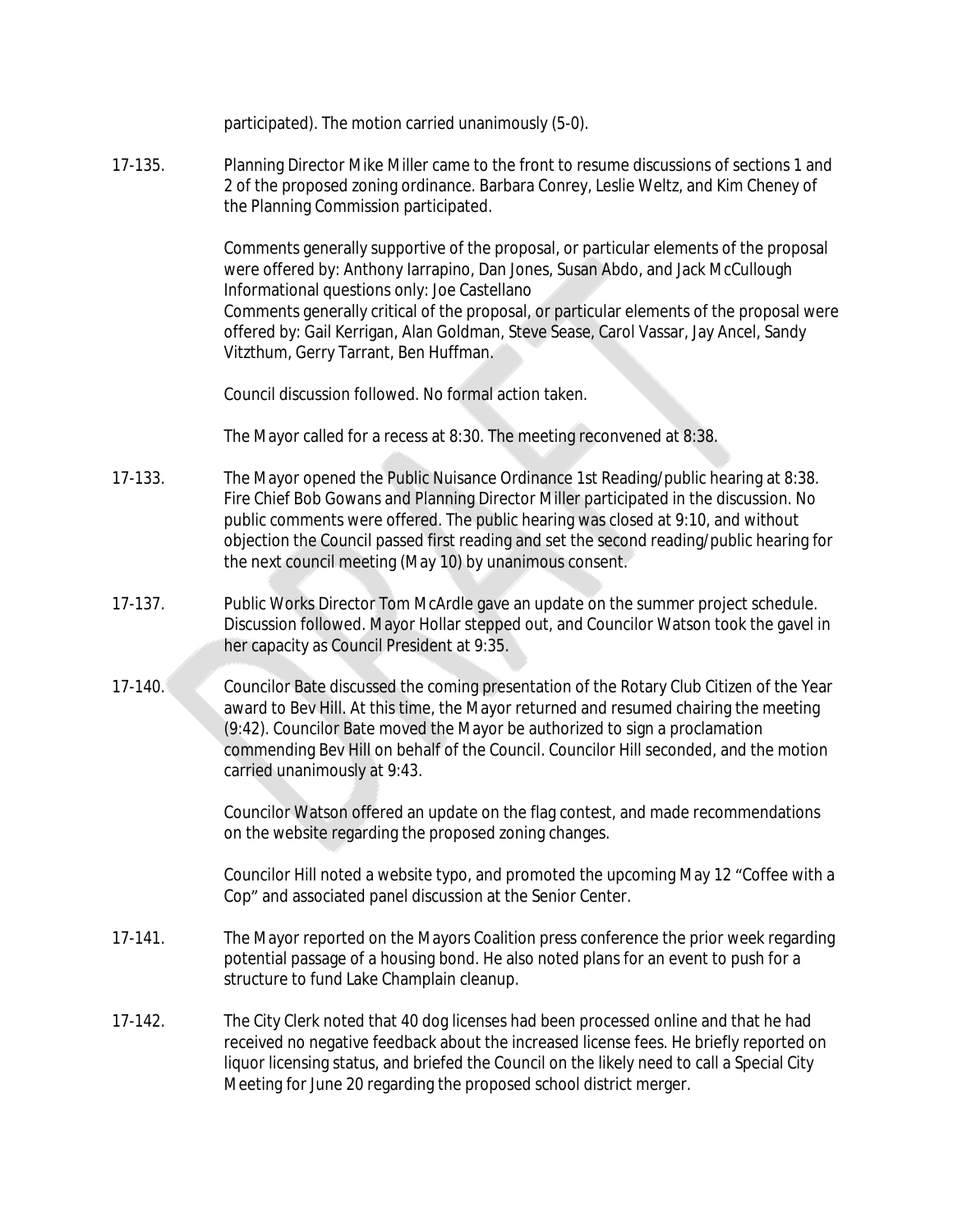participated). The motion carried unanimously (5-0).

17-135. Planning Director Mike Miller came to the front to resume discussions of sections 1 and 2 of the proposed zoning ordinance. Barbara Conrey, Leslie Weltz, and Kim Cheney of the Planning Commission participated.

Comments generally supportive of the proposal, or particular elements of the proposal were offered by: Anthony Iarrapino, Dan Jones, Susan Abdo, and Jack McCullough
Informational questions only: Joe Castellano
Comments generally critical of the proposal, or particular elements of the proposal were offered by: Gail Kerrigan, Alan Goldman, Steve Sease, Carol Vassar, Jay Ancel, Sandy Vitzthum, Gerry Tarrant, Ben Huffman.

Council discussion followed. No formal action taken.

The Mayor called for a recess at 8:30. The meeting reconvened at 8:38.

17-133. The Mayor opened the Public Nuisance Ordinance 1st Reading/public hearing at 8:38. Fire Chief Bob Gowans and Planning Director Miller participated in the discussion. No public comments were offered. The public hearing was closed at 9:10, and without objection the Council passed first reading and set the second reading/public hearing for the next council meeting (May 10) by unanimous consent.

17-137. Public Works Director Tom McArdle gave an update on the summer project schedule. Discussion followed. Mayor Hollar stepped out, and Councilor Watson took the gavel in her capacity as Council President at 9:35.

17-140. Councilor Bate discussed the coming presentation of the Rotary Club Citizen of the Year award to Bev Hill. At this time, the Mayor returned and resumed chairing the meeting (9:42). Councilor Bate moved the Mayor be authorized to sign a proclamation commending Bev Hill on behalf of the Council. Councilor Hill seconded, and the motion carried unanimously at 9:43.

Councilor Watson offered an update on the flag contest, and made recommendations on the website regarding the proposed zoning changes.

Councilor Hill noted a website typo, and promoted the upcoming May 12 "Coffee with a Cop" and associated panel discussion at the Senior Center.

17-141. The Mayor reported on the Mayors Coalition press conference the prior week regarding potential passage of a housing bond. He also noted plans for an event to push for a structure to fund Lake Champlain cleanup.

17-142. The City Clerk noted that 40 dog licenses had been processed online and that he had received no negative feedback about the increased license fees. He briefly reported on liquor licensing status, and briefed the Council on the likely need to call a Special City Meeting for June 20 regarding the proposed school district merger.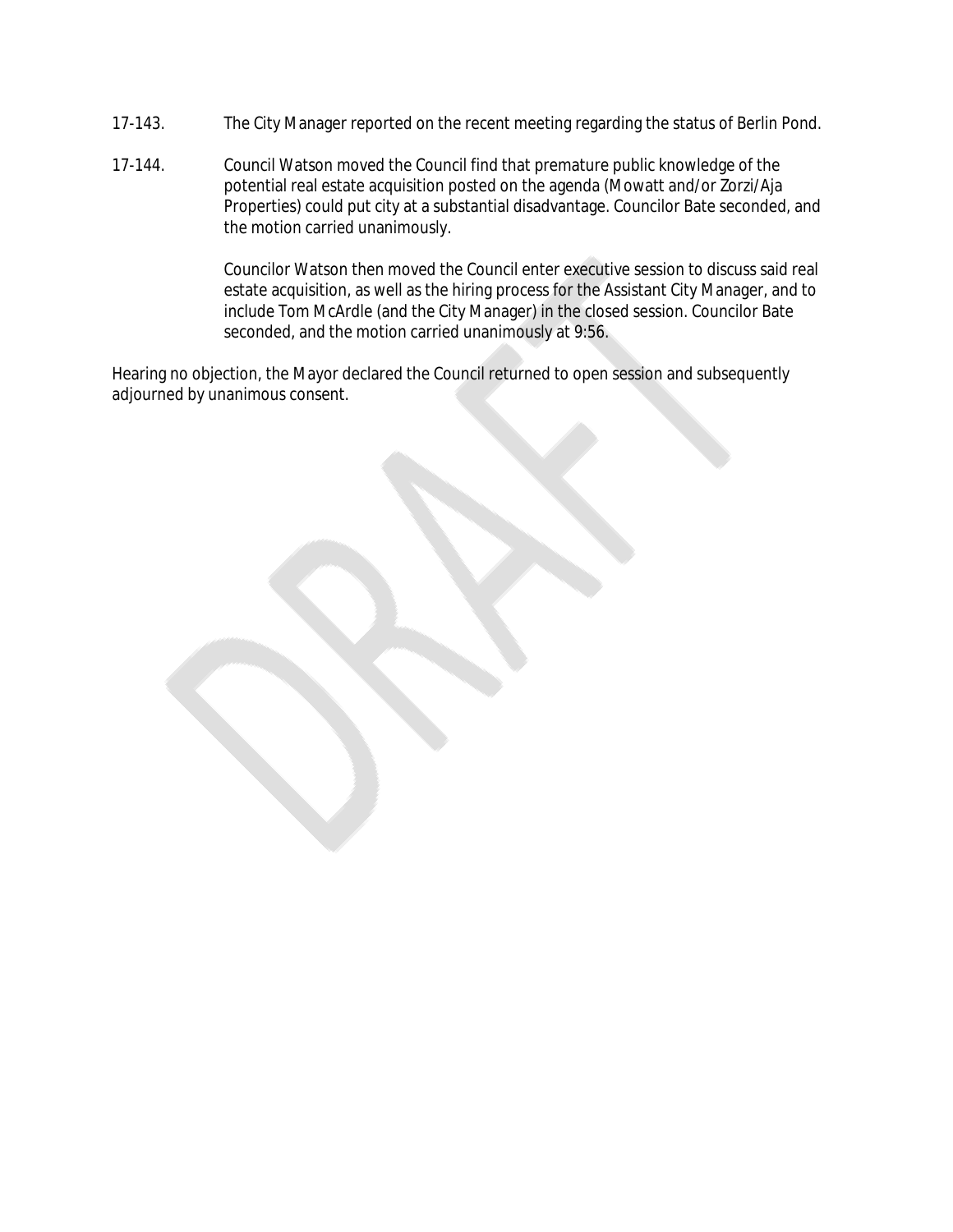17-143. The City Manager reported on the recent meeting regarding the status of Berlin Pond.

17-144. Council Watson moved the Council find that premature public knowledge of the potential real estate acquisition posted on the agenda (Mowatt and/or Zorzi/Aja Properties) could put city at a substantial disadvantage. Councilor Bate seconded, and the motion carried unanimously.

Councilor Watson then moved the Council enter executive session to discuss said real estate acquisition, as well as the hiring process for the Assistant City Manager, and to include Tom McArdle (and the City Manager) in the closed session. Councilor Bate seconded, and the motion carried unanimously at 9:56.

Hearing no objection, the Mayor declared the Council returned to open session and subsequently adjourned by unanimous consent.